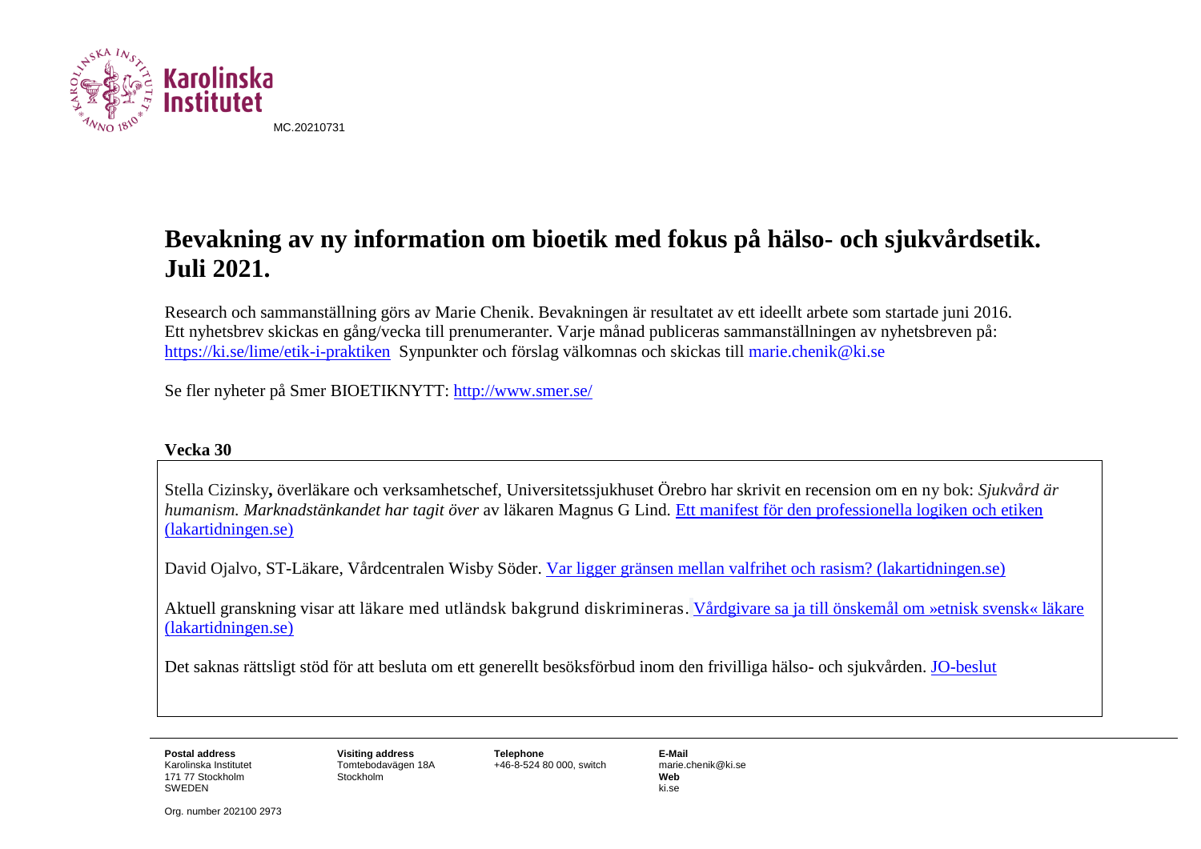MC.20210731

# Bevakning av ny information om bioetik med fokus på hälso- och sjukvårdsetik. Juli 2021.

Research och sammanställning görs av Marie Chenik. Bevakningen är resultatet av ett ideellt arbete som startade juni 2016. Ett nyhetsbrev skickas en gång/vecka till prenumeranter. Varje månad publiceras sammanställningen av nyhetsbreven på: https://ki.se/lime/etik-i-praktiken Synpunkter och förslag välkomnas och skickas till marie.chenik@ki.se

Se fler nyheter på Smer BIOETIKNYTT: http://www.smer.se/

**Vecka 30**

Stella Cizinsky**,** överläkare och verksamhetschef, Universitetssjukhuset Örebro har skrivit en recension om en ny bok: *Sjukvård är humanism. Marknadstänkandet har tagit över* av läkaren Magnus G Lind. Ett manifest för den professionella logiken och etiken (lakartidningen.se)

David Ojalvo, ST-Läkare, Vårdcentralen Wisby Söder. Var ligger gränsen mellan valfrihet och rasism? (lakartidningen.se)

Aktuell granskning visar att läkare med utländsk bakgrund diskrimineras. Vårdgivare sa ja till önskemål om »etnisk svensk« läkare (lakartidningen.se)

Det saknas rättsligt stöd för att besluta om ett generellt besöksförbud inom den frivilliga hälso- och sjukvården. JO-beslut

**Postal address**
Karolinska Institutet
171 77 Stockholm
SWEDEN

**Visiting address**
Tomtebodavägen 18A
Stockholm

**Telephone**
+46-8-524 80 000, switch

**E-Mail**
marie.chenik@ki.se
**Web**
ki.se

Org. number 202100 2973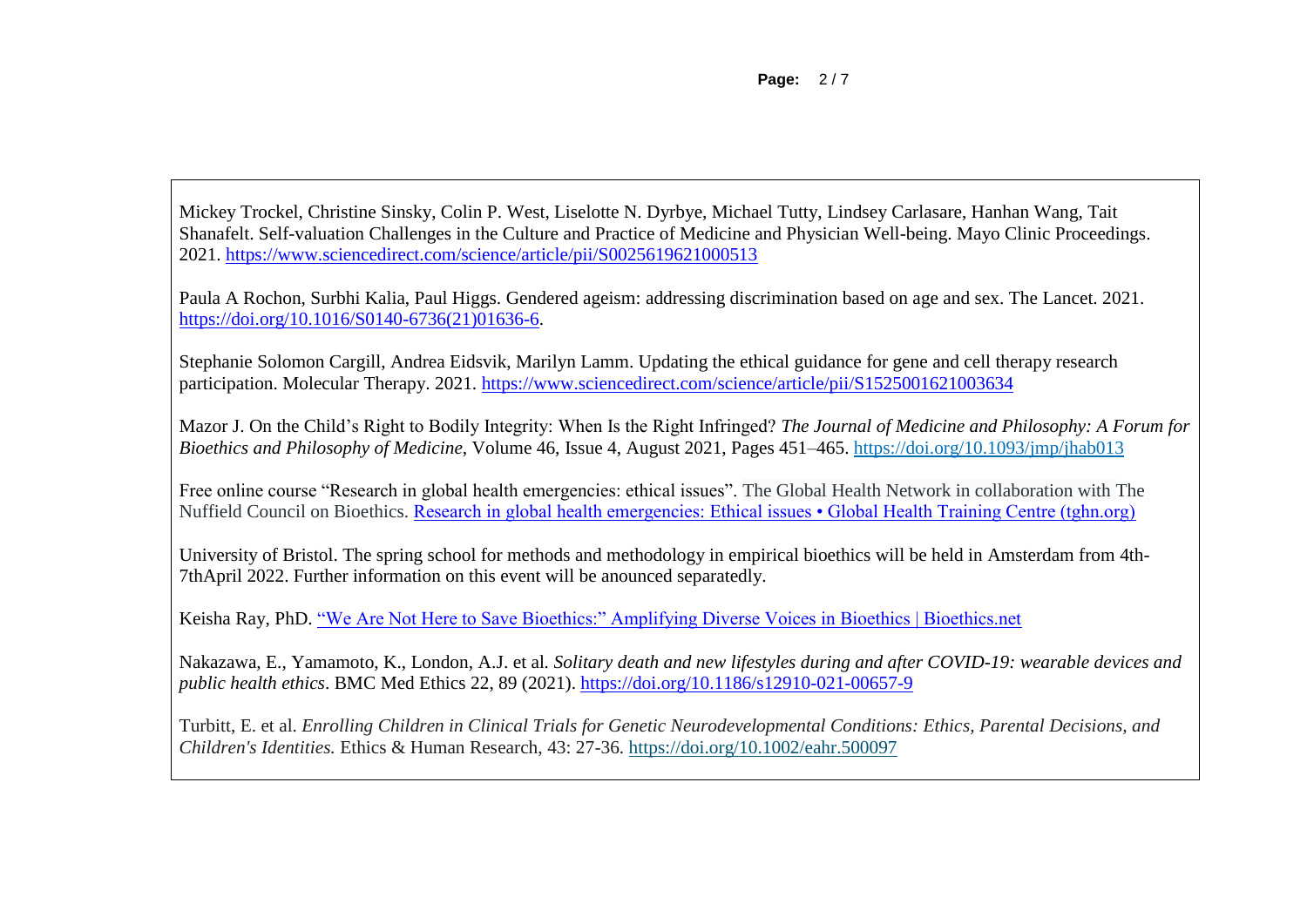Mickey Trockel, Christine Sinsky, Colin P. West, Liselotte N. Dyrbye, Michael Tutty, Lindsey Carlasare, Hanhan Wang, Tait Shanafelt. Self-valuation Challenges in the Culture and Practice of Medicine and Physician Well-being. Mayo Clinic Proceedings. 2021. https://www.sciencedirect.com/science/article/pii/S0025619621000513

Paula A Rochon, Surbhi Kalia, Paul Higgs. Gendered ageism: addressing discrimination based on age and sex. The Lancet. 2021. https://doi.org/10.1016/S0140-6736(21)01636-6.

Stephanie Solomon Cargill, Andrea Eidsvik, Marilyn Lamm. Updating the ethical guidance for gene and cell therapy research participation. Molecular Therapy. 2021. https://www.sciencedirect.com/science/article/pii/S1525001621003634

Mazor J. On the Child's Right to Bodily Integrity: When Is the Right Infringed? *The Journal of Medicine and Philosophy: A Forum for Bioethics and Philosophy of Medicine*, Volume 46, Issue 4, August 2021, Pages 451–465. https://doi.org/10.1093/jmp/jhab013

Free online course "Research in global health emergencies: ethical issues". The Global Health Network in collaboration with The Nuffield Council on Bioethics. Research in global health emergencies: Ethical issues • Global Health Training Centre (tghn.org)

University of Bristol. The spring school for methods and methodology in empirical bioethics will be held in Amsterdam from 4th-7thApril 2022. Further information on this event will be anounced separatedly.

Keisha Ray, PhD. "We Are Not Here to Save Bioethics:" Amplifying Diverse Voices in Bioethics | Bioethics.net

Nakazawa, E., Yamamoto, K., London, A.J. et al. *Solitary death and new lifestyles during and after COVID-19: wearable devices and public health ethics*. BMC Med Ethics 22, 89 (2021). https://doi.org/10.1186/s12910-021-00657-9

Turbitt, E. et al. *Enrolling Children in Clinical Trials for Genetic Neurodevelopmental Conditions: Ethics, Parental Decisions, and Children's Identities.* Ethics & Human Research, 43: 27-36. https://doi.org/10.1002/eahr.500097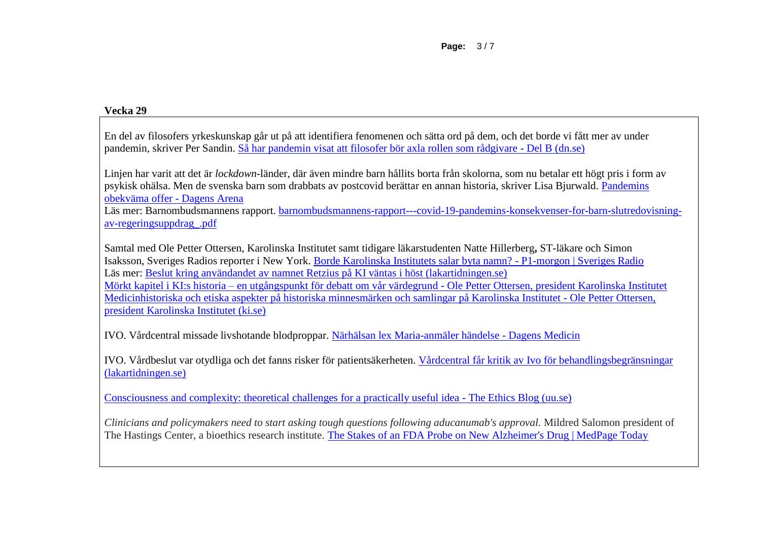**Vecka 29**

En del av filosofers yrkeskunskap går ut på att identifiera fenomenen och sätta ord på dem, och det borde vi fått mer av under pandemin, skriver Per Sandin. Så har pandemin visat att filosofer bör axla rollen som rådgivare - Del B (dn.se)

Linjen har varit att det är *lockdown*-länder, där även mindre barn hållits borta från skolorna, som nu betalar ett högt pris i form av psykisk ohälsa. Men de svenska barn som drabbats av postcovid berättar en annan historia, skriver Lisa Bjurwald. Pandemins obekväma offer - Dagens Arena
Läs mer: Barnombudsmannens rapport. barnombudsmannens-rapport---covid-19-pandemins-konsekvenser-for-barn-slutredovisning-av-regeringsuppdrag_.pdf

Samtal med Ole Petter Ottersen, Karolinska Institutet samt tidigare läkarstudenten Natte Hillerberg**,** ST-läkare och Simon Isaksson, Sveriges Radios reporter i New York. Borde Karolinska Institutets salar byta namn? - P1-morgon | Sveriges Radio
Läs mer: Beslut kring användandet av namnet Retzius på KI väntas i höst (lakartidningen.se)
Mörkt kapitel i KI:s historia – en utgångspunkt för debatt om vår värdegrund - Ole Petter Ottersen, president Karolinska Institutet
Medicinhistoriska och etiska aspekter på historiska minnesmärken och samlingar på Karolinska Institutet - Ole Petter Ottersen, president Karolinska Institutet (ki.se)

IVO. Vårdcentral missade livshotande blodproppar. Närhälsan lex Maria-anmäler händelse - Dagens Medicin

IVO. Vårdbeslut var otydliga och det fanns risker för patientsäkerheten. Vårdcentral får kritik av Ivo för behandlingsbegränsningar (lakartidningen.se)

Consciousness and complexity: theoretical challenges for a practically useful idea - The Ethics Blog (uu.se)

*Clinicians and policymakers need to start asking tough questions following aducanumab's approval.* Mildred Salomon president of The Hastings Center, a bioethics research institute. The Stakes of an FDA Probe on New Alzheimer's Drug | MedPage Today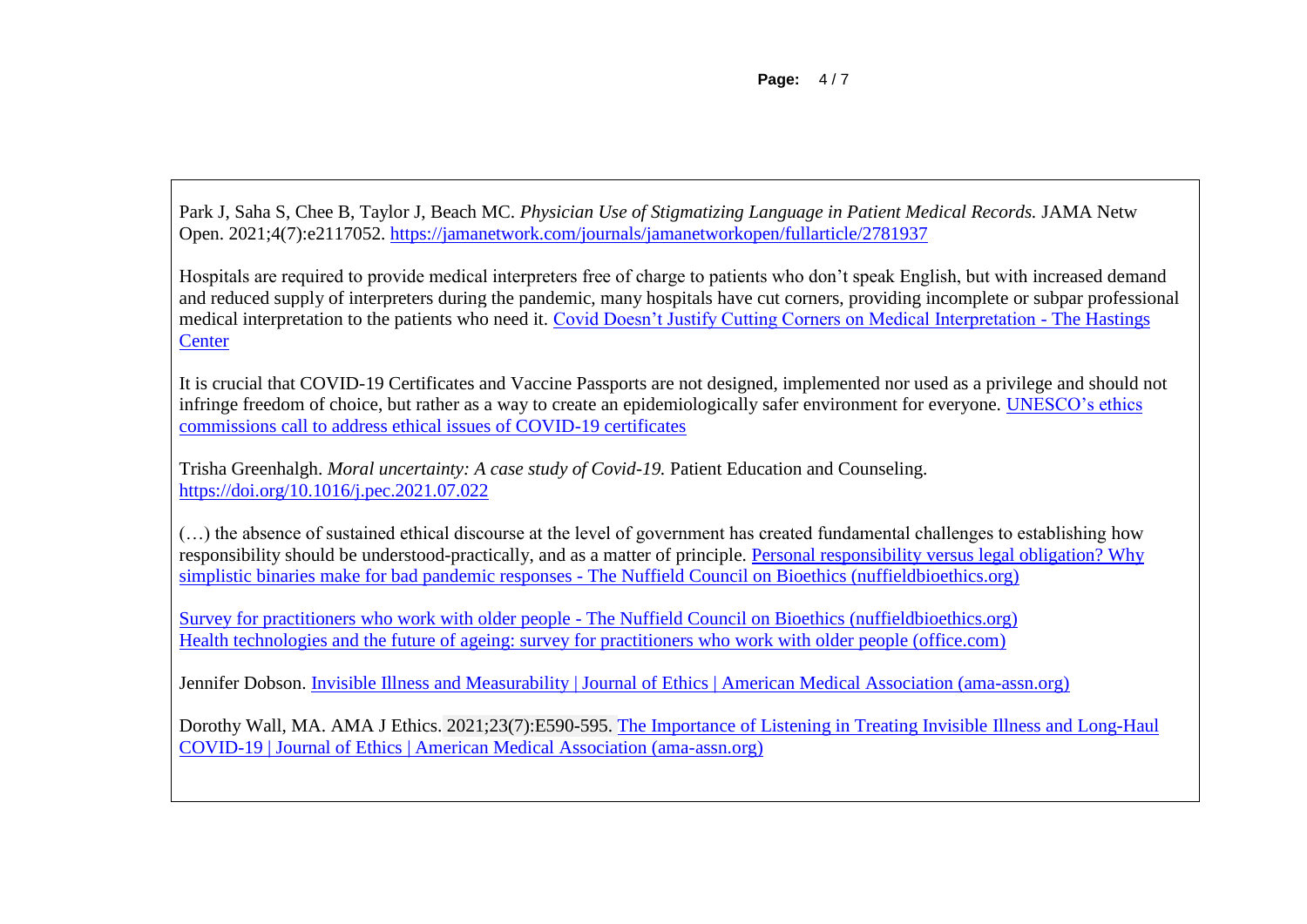Park J, Saha S, Chee B, Taylor J, Beach MC. *Physician Use of Stigmatizing Language in Patient Medical Records.* JAMA Netw Open. 2021;4(7):e2117052. https://jamanetwork.com/journals/jamanetworkopen/fullarticle/2781937

Hospitals are required to provide medical interpreters free of charge to patients who don't speak English, but with increased demand and reduced supply of interpreters during the pandemic, many hospitals have cut corners, providing incomplete or subpar professional medical interpretation to the patients who need it. Covid Doesn't Justify Cutting Corners on Medical Interpretation - The Hastings Center

It is crucial that COVID-19 Certificates and Vaccine Passports are not designed, implemented nor used as a privilege and should not infringe freedom of choice, but rather as a way to create an epidemiologically safer environment for everyone. UNESCO's ethics commissions call to address ethical issues of COVID-19 certificates

Trisha Greenhalgh. *Moral uncertainty: A case study of Covid-19.* Patient Education and Counseling. https://doi.org/10.1016/j.pec.2021.07.022

(…) the absence of sustained ethical discourse at the level of government has created fundamental challenges to establishing how responsibility should be understood-practically, and as a matter of principle. Personal responsibility versus legal obligation? Why simplistic binaries make for bad pandemic responses - The Nuffield Council on Bioethics (nuffieldbioethics.org)

Survey for practitioners who work with older people - The Nuffield Council on Bioethics (nuffieldbioethics.org)
Health technologies and the future of ageing: survey for practitioners who work with older people (office.com)

Jennifer Dobson. Invisible Illness and Measurability | Journal of Ethics | American Medical Association (ama-assn.org)

Dorothy Wall, MA. AMA J Ethics. 2021;23(7):E590-595. The Importance of Listening in Treating Invisible Illness and Long-Haul COVID-19 | Journal of Ethics | American Medical Association (ama-assn.org)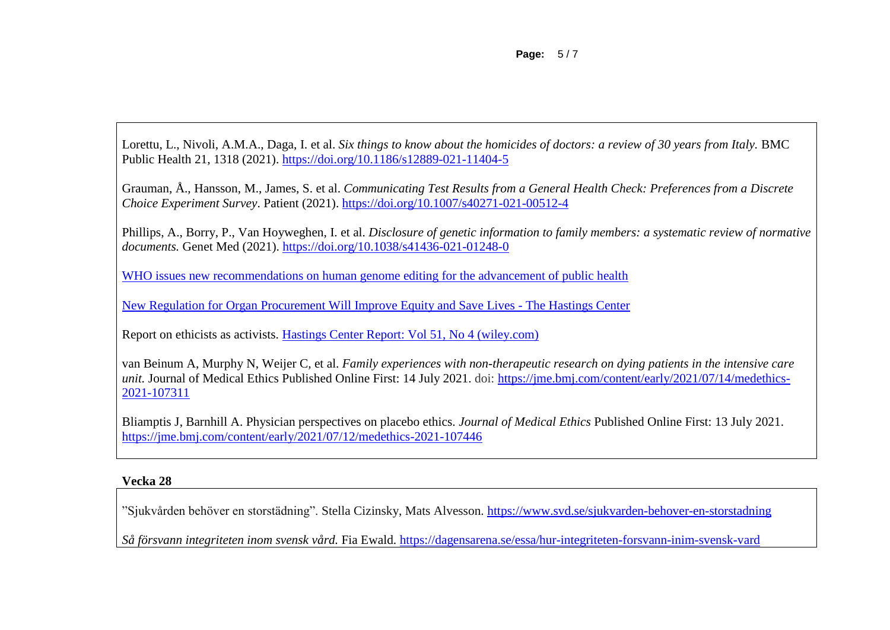Lorettu, L., Nivoli, A.M.A., Daga, I. et al. *Six things to know about the homicides of doctors: a review of 30 years from Italy.* BMC Public Health 21, 1318 (2021). https://doi.org/10.1186/s12889-021-11404-5

Grauman, Å., Hansson, M., James, S. et al. *Communicating Test Results from a General Health Check: Preferences from a Discrete Choice Experiment Survey*. Patient (2021). https://doi.org/10.1007/s40271-021-00512-4

Phillips, A., Borry, P., Van Hoyweghen, I. et al. *Disclosure of genetic information to family members: a systematic review of normative documents.* Genet Med (2021). https://doi.org/10.1038/s41436-021-01248-0

WHO issues new recommendations on human genome editing for the advancement of public health

New Regulation for Organ Procurement Will Improve Equity and Save Lives - The Hastings Center

Report on ethicists as activists. Hastings Center Report: Vol 51, No 4 (wiley.com)

van Beinum A, Murphy N, Weijer C, et al. *Family experiences with non-therapeutic research on dying patients in the intensive care unit.* Journal of Medical Ethics Published Online First: 14 July 2021. doi: https://jme.bmj.com/content/early/2021/07/14/medethics-2021-107311

Bliamptis J, Barnhill A. Physician perspectives on placebo ethics. *Journal of Medical Ethics* Published Online First: 13 July 2021. https://jme.bmj.com/content/early/2021/07/12/medethics-2021-107446

**Vecka 28**

”Sjukvården behöver en storstädning”. Stella Cizinsky, Mats Alvesson. https://www.svd.se/sjukvarden-behover-en-storstadning

*Så försvann integriteten inom svensk vård.* Fia Ewald. https://dagensarena.se/essa/hur-integriteten-forsvann-inim-svensk-vard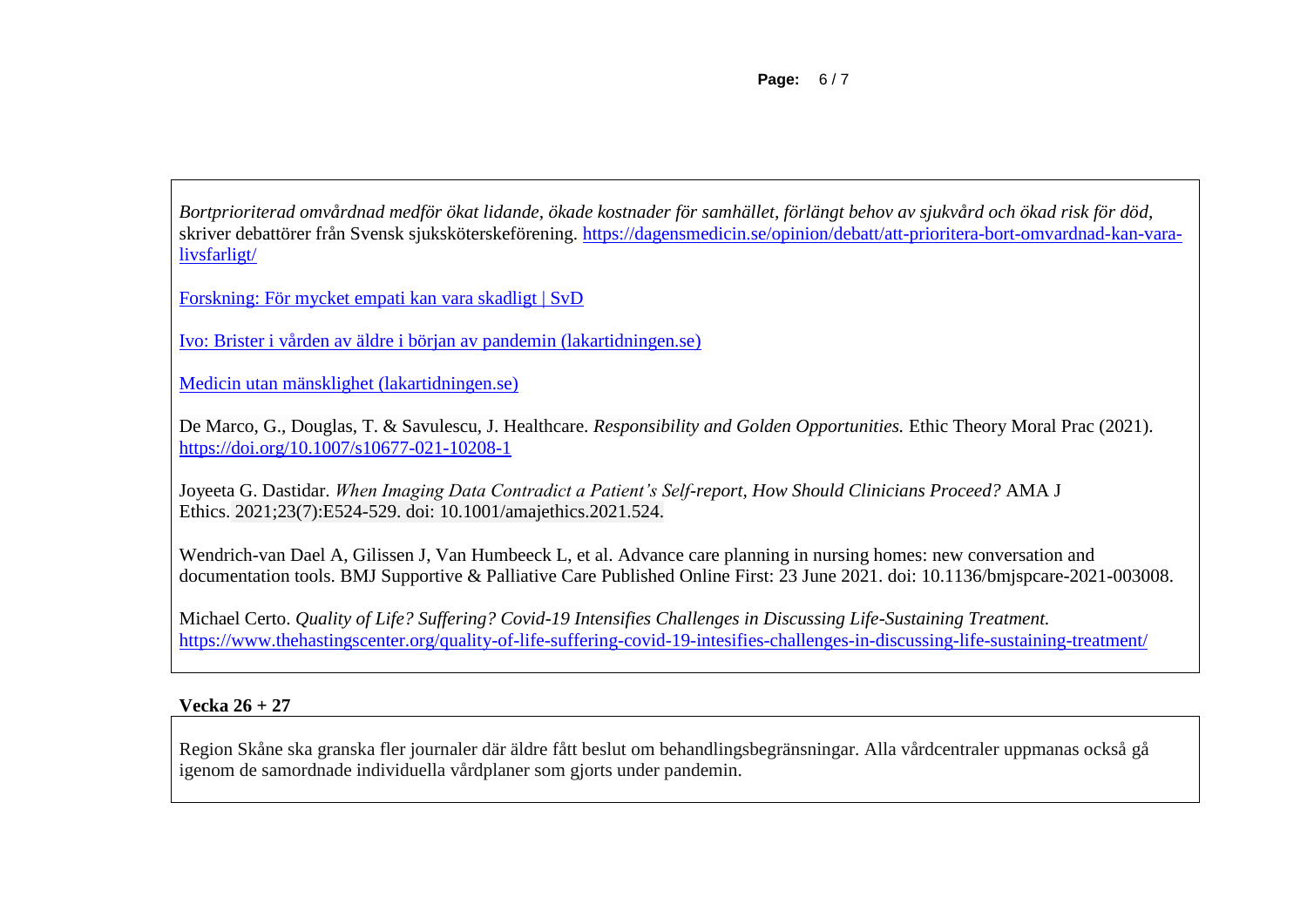*Bortprioriterad omvårdnad medför ökat lidande, ökade kostnader för samhället, förlängt behov av sjukvård och ökad risk för död,* skriver debattörer från Svensk sjuksköterskeförening. https://dagensmedicin.se/opinion/debatt/att-prioritera-bort-omvardnad-kan-vara-livsfarligt/

Forskning: För mycket empati kan vara skadligt | SvD

Ivo: Brister i vården av äldre i början av pandemin (lakartidningen.se)

Medicin utan mänsklighet (lakartidningen.se)

De Marco, G., Douglas, T. & Savulescu, J. Healthcare. *Responsibility and Golden Opportunities.* Ethic Theory Moral Prac (2021). https://doi.org/10.1007/s10677-021-10208-1

Joyeeta G. Dastidar. *When Imaging Data Contradict a Patient's Self-report, How Should Clinicians Proceed?* AMA J Ethics. 2021;23(7):E524-529. doi: 10.1001/amajethics.2021.524.

Wendrich-van Dael A, Gilissen J, Van Humbeeck L, et al. Advance care planning in nursing homes: new conversation and documentation tools. BMJ Supportive & Palliative Care Published Online First: 23 June 2021. doi: 10.1136/bmjspcare-2021-003008.

Michael Certo. *Quality of Life? Suffering? Covid-19 Intensifies Challenges in Discussing Life-Sustaining Treatment.* https://www.thehastingscenter.org/quality-of-life-suffering-covid-19-intesifies-challenges-in-discussing-life-sustaining-treatment/

**Vecka 26 + 27**

Region Skåne ska granska fler journaler där äldre fått beslut om behandlingsbegränsningar. Alla vårdcentraler uppmanas också gå igenom de samordnade individuella vårdplaner som gjorts under pandemin.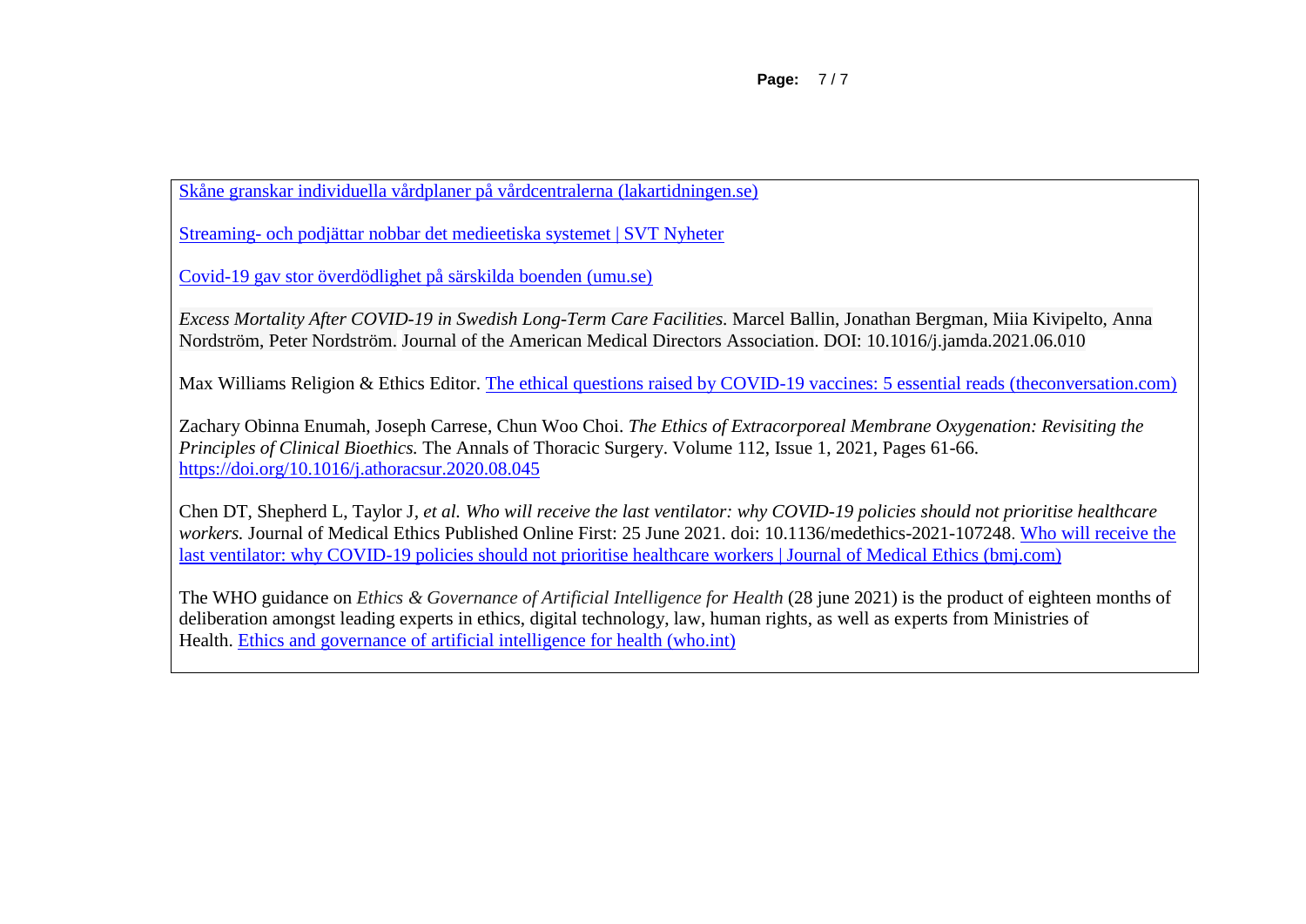Skåne granskar individuella vårdplaner på vårdcentralerna (lakartidningen.se)

Streaming- och podjättar nobbar det medieetiska systemet | SVT Nyheter

Covid-19 gav stor överdödlighet på särskilda boenden (umu.se)

*Excess Mortality After COVID-19 in Swedish Long-Term Care Facilities.* Marcel Ballin, Jonathan Bergman, Miia Kivipelto, Anna Nordström, Peter Nordström. Journal of the American Medical Directors Association. DOI: 10.1016/j.jamda.2021.06.010

Max Williams Religion & Ethics Editor. The ethical questions raised by COVID-19 vaccines: 5 essential reads (theconversation.com)

Zachary Obinna Enumah, Joseph Carrese, Chun Woo Choi. *The Ethics of Extracorporeal Membrane Oxygenation: Revisiting the Principles of Clinical Bioethics.* The Annals of Thoracic Surgery. Volume 112, Issue 1, 2021, Pages 61-66. https://doi.org/10.1016/j.athoracsur.2020.08.045

Chen DT, Shepherd L, Taylor J, *et al. Who will receive the last ventilator: why COVID-19 policies should not prioritise healthcare workers.* Journal of Medical Ethics Published Online First: 25 June 2021. doi: 10.1136/medethics-2021-107248. Who will receive the last ventilator: why COVID-19 policies should not prioritise healthcare workers | Journal of Medical Ethics (bmj.com)

The WHO guidance on *Ethics & Governance of Artificial Intelligence for Health* (28 june 2021) is the product of eighteen months of deliberation amongst leading experts in ethics, digital technology, law, human rights, as well as experts from Ministries of Health. Ethics and governance of artificial intelligence for health (who.int)